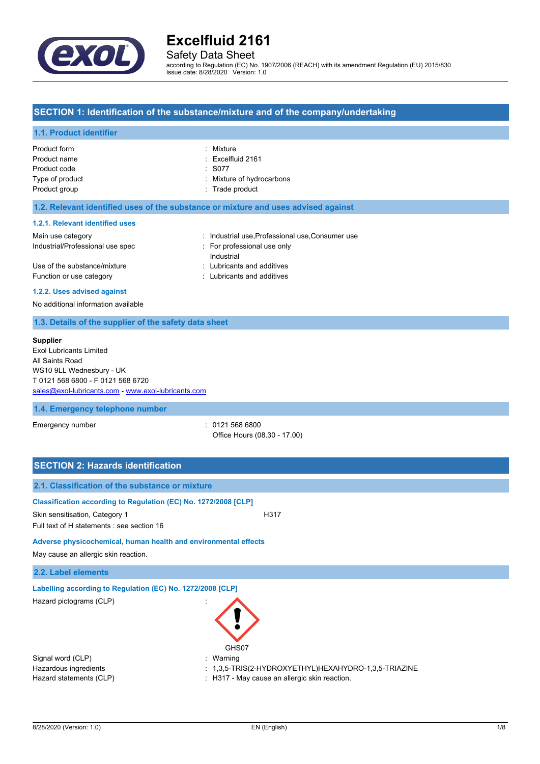# Excelfluid 2161

Safety Data Sheet

according to Regulation (EC) No. 1907/2006 (REACH) with its amendment Regulation (EU) 2015/830
Issue date: 8/28/2020 Version: 1.0

## SECTION 1: Identification of the substance/mixture and of the company/undertaking

### 1.1. Product identifier

| | |
|---|---|
| Product form | : Mixture |
| Product name | : Excelfluid 2161 |
| Product code | : S077 |
| Type of product | : Mixture of hydrocarbons |
| Product group | : Trade product |

### 1.2. Relevant identified uses of the substance or mixture and uses advised against

#### 1.2.1. Relevant identified uses

| | |
|---|---|
| Main use category | : Industrial use,Professional use,Consumer use |
| Industrial/Professional use spec | : For professional use only<br>Industrial |
| Use of the substance/mixture | : Lubricants and additives |
| Function or use category | : Lubricants and additives |

#### 1.2.2. Uses advised against

No additional information available

### 1.3. Details of the supplier of the safety data sheet

**Supplier**
Exol Lubricants Limited
All Saints Road
WS10 9LL Wednesbury - UK
T 0121 568 6800 - F 0121 568 6720
sales@exol-lubricants.com - www.exol-lubricants.com

### 1.4. Emergency telephone number

| | |
|---|---|
| Emergency number | : 0121 568 6800<br>Office Hours (08.30 - 17.00) |

## SECTION 2: Hazards identification

### 2.1. Classification of the substance or mixture

**Classification according to Regulation (EC) No. 1272/2008 [CLP]**

| | |
|---|---|
| Skin sensitisation, Category 1 | H317 |

Full text of H statements : see section 16

**Adverse physicochemical, human health and environmental effects**

May cause an allergic skin reaction.

### 2.2. Label elements

**Labelling according to Regulation (EC) No. 1272/2008 [CLP]**

| | |
|---|---|
| Hazard pictograms (CLP) | : GHS07 |
| Signal word (CLP) | : Warning |
| Hazardous ingredients | : 1,3,5-TRIS(2-HYDROXYETHYL)HEXAHYDRO-1,3,5-TRIAZINE |
| Hazard statements (CLP) | : H317 - May cause an allergic skin reaction. |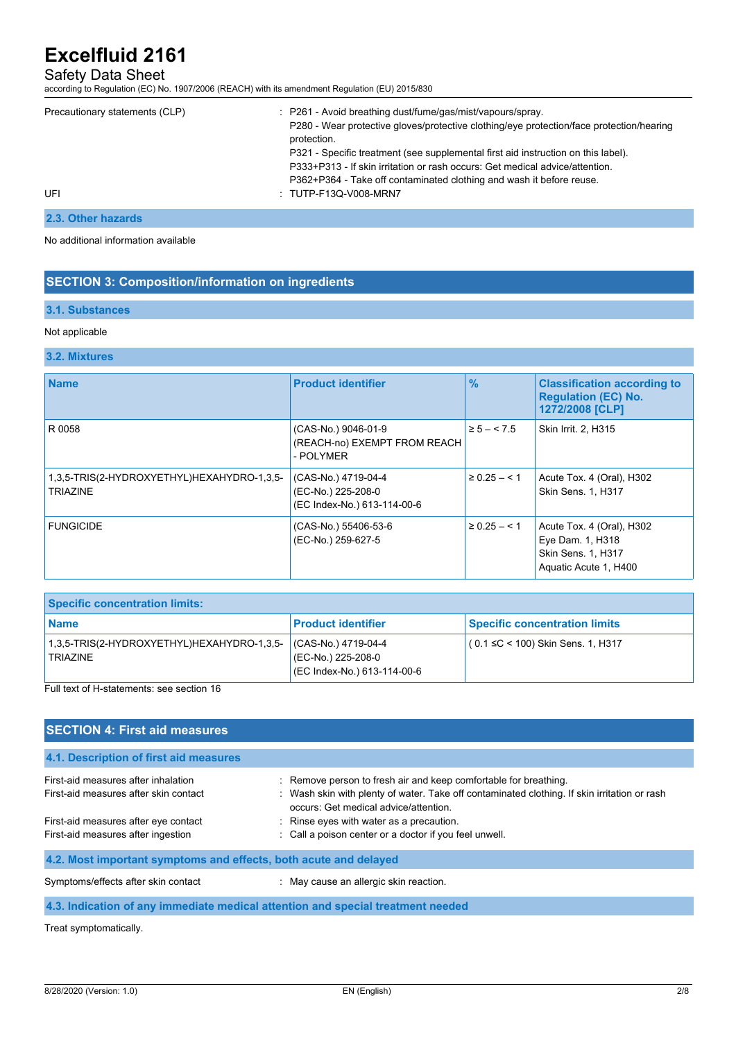| | |
|---|---|
| Precautionary statements (CLP) | : P261 - Avoid breathing dust/fume/gas/mist/vapours/spray.<br>P280 - Wear protective gloves/protective clothing/eye protection/face protection/hearing protection.<br>P321 - Specific treatment (see supplemental first aid instruction on this label).<br>P333+P313 - If skin irritation or rash occurs: Get medical advice/attention.<br>P362+P364 - Take off contaminated clothing and wash it before reuse. |
| UFI | : TUTP-F13Q-V008-MRN7 |

### 2.3. Other hazards

No additional information available

## SECTION 3: Composition/information on ingredients

### 3.1. Substances

Not applicable

### 3.2. Mixtures

| Name | Product identifier | % | Classification according to Regulation (EC) No. 1272/2008 [CLP] |
|---|---|---|---|
| R 0058 | (CAS-No.) 9046-01-9<br>(REACH-no) EXEMPT FROM REACH - POLYMER | ≥ 5 – < 7.5 | Skin Irrit. 2, H315 |
| 1,3,5-TRIS(2-HYDROXYETHYL)HEXAHYDRO-1,3,5-TRIAZINE | (CAS-No.) 4719-04-4<br>(EC-No.) 225-208-0<br>(EC Index-No.) 613-114-00-6 | ≥ 0.25 – < 1 | Acute Tox. 4 (Oral), H302<br>Skin Sens. 1, H317 |
| FUNGICIDE | (CAS-No.) 55406-53-6<br>(EC-No.) 259-627-5 | ≥ 0.25 – < 1 | Acute Tox. 4 (Oral), H302<br>Eye Dam. 1, H318<br>Skin Sens. 1, H317<br>Aquatic Acute 1, H400 |

| Specific concentration limits: | | |
|---|---|---|
| **Name** | **Product identifier** | **Specific concentration limits** |
| 1,3,5-TRIS(2-HYDROXYETHYL)HEXAHYDRO-1,3,5-TRIAZINE | (CAS-No.) 4719-04-4<br>(EC-No.) 225-208-0<br>(EC Index-No.) 613-114-00-6 | ( 0.1 ≤C < 100) Skin Sens. 1, H317 |

Full text of H-statements: see section 16

## SECTION 4: First aid measures

### 4.1. Description of first aid measures

| | |
|---|---|
| First-aid measures after inhalation | : Remove person to fresh air and keep comfortable for breathing. |
| First-aid measures after skin contact | : Wash skin with plenty of water. Take off contaminated clothing. If skin irritation or rash occurs: Get medical advice/attention. |
| First-aid measures after eye contact | : Rinse eyes with water as a precaution. |
| First-aid measures after ingestion | : Call a poison center or a doctor if you feel unwell. |

### 4.2. Most important symptoms and effects, both acute and delayed

| | |
|---|---|
| Symptoms/effects after skin contact | : May cause an allergic skin reaction. |

### 4.3. Indication of any immediate medical attention and special treatment needed

Treat symptomatically.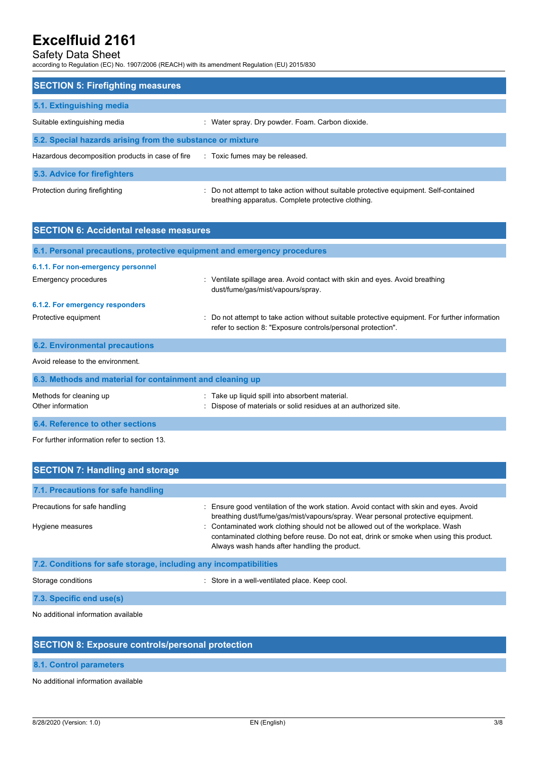## SECTION 5: Firefighting measures

### 5.1. Extinguishing media

| | |
|---|---|
| Suitable extinguishing media | : Water spray. Dry powder. Foam. Carbon dioxide. |

### 5.2. Special hazards arising from the substance or mixture

| | |
|---|---|
| Hazardous decomposition products in case of fire | : Toxic fumes may be released. |

### 5.3. Advice for firefighters

| | |
|---|---|
| Protection during firefighting | : Do not attempt to take action without suitable protective equipment. Self-contained breathing apparatus. Complete protective clothing. |

## SECTION 6: Accidental release measures

### 6.1. Personal precautions, protective equipment and emergency procedures

#### 6.1.1. For non-emergency personnel

| | |
|---|---|
| Emergency procedures | : Ventilate spillage area. Avoid contact with skin and eyes. Avoid breathing dust/fume/gas/mist/vapours/spray. |

#### 6.1.2. For emergency responders

| | |
|---|---|
| Protective equipment | : Do not attempt to take action without suitable protective equipment. For further information refer to section 8: "Exposure controls/personal protection". |

### 6.2. Environmental precautions

Avoid release to the environment.

### 6.3. Methods and material for containment and cleaning up

| | |
|---|---|
| Methods for cleaning up | : Take up liquid spill into absorbent material. |
| Other information | : Dispose of materials or solid residues at an authorized site. |

### 6.4. Reference to other sections

For further information refer to section 13.

## SECTION 7: Handling and storage

### 7.1. Precautions for safe handling

| | |
|---|---|
| Precautions for safe handling | : Ensure good ventilation of the work station. Avoid contact with skin and eyes. Avoid breathing dust/fume/gas/mist/vapours/spray. Wear personal protective equipment. |
| Hygiene measures | : Contaminated work clothing should not be allowed out of the workplace. Wash contaminated clothing before reuse. Do not eat, drink or smoke when using this product. Always wash hands after handling the product. |

### 7.2. Conditions for safe storage, including any incompatibilities

| | |
|---|---|
| Storage conditions | : Store in a well-ventilated place. Keep cool. |

### 7.3. Specific end use(s)

No additional information available

## SECTION 8: Exposure controls/personal protection

### 8.1. Control parameters

No additional information available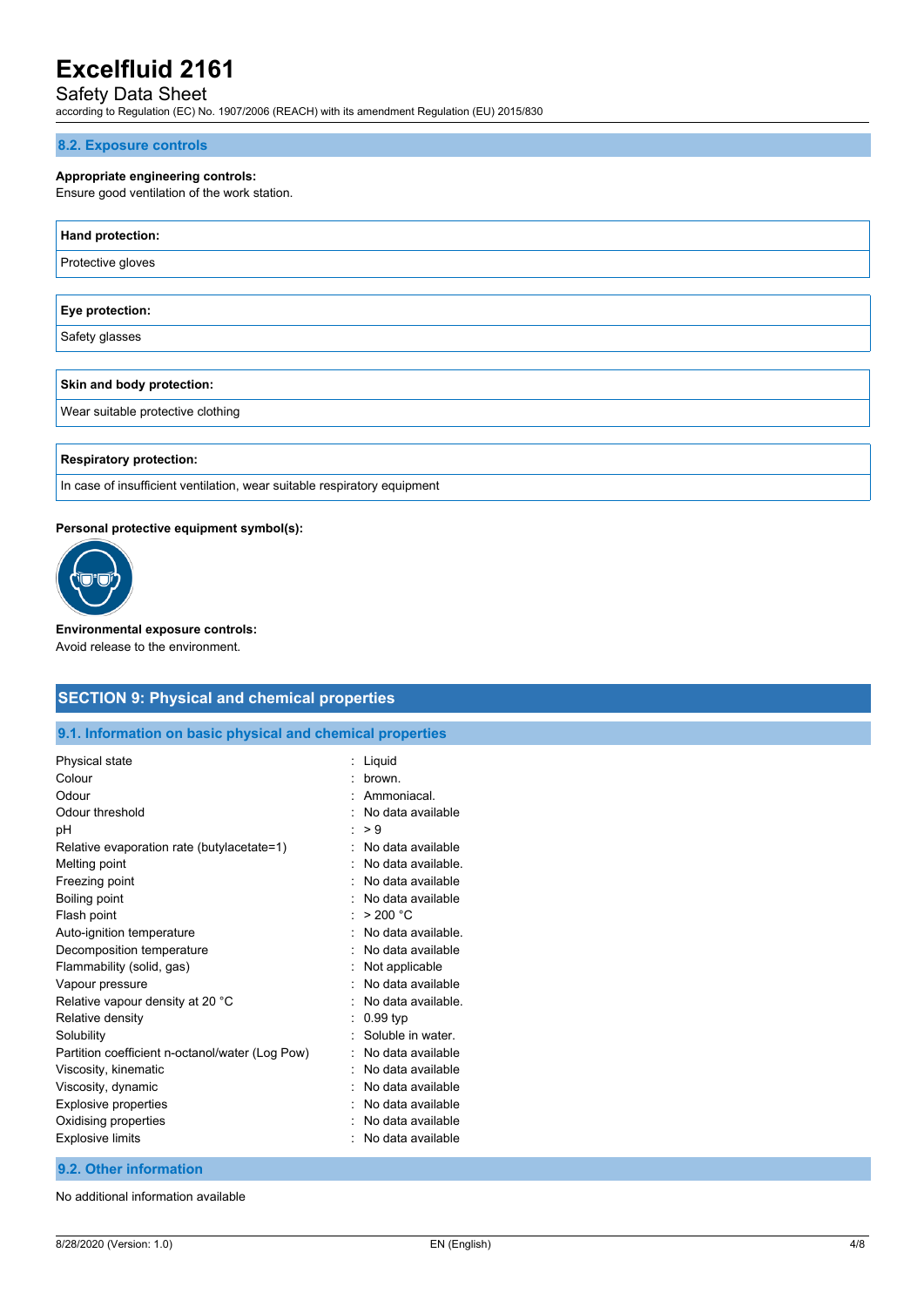### 8.2. Exposure controls

**Appropriate engineering controls:**
Ensure good ventilation of the work station.

| **Hand protection:** |
| --- |
| Protective gloves |

| **Eye protection:** |
| --- |
| Safety glasses |

| **Skin and body protection:** |
| --- |
| Wear suitable protective clothing |

| **Respiratory protection:** |
| --- |
| In case of insufficient ventilation, wear suitable respiratory equipment |

**Personal protective equipment symbol(s):**

**Environmental exposure controls:**
Avoid release to the environment.

## SECTION 9: Physical and chemical properties

### 9.1. Information on basic physical and chemical properties

| | |
| --- | --- |
| Physical state | : Liquid |
| Colour | : brown. |
| Odour | : Ammoniacal. |
| Odour threshold | : No data available |
| pH | : > 9 |
| Relative evaporation rate (butylacetate=1) | : No data available |
| Melting point | : No data available. |
| Freezing point | : No data available |
| Boiling point | : No data available |
| Flash point | : > 200 °C |
| Auto-ignition temperature | : No data available. |
| Decomposition temperature | : No data available |
| Flammability (solid, gas) | : Not applicable |
| Vapour pressure | : No data available |
| Relative vapour density at 20 °C | : No data available. |
| Relative density | : 0.99 typ |
| Solubility | : Soluble in water. |
| Partition coefficient n-octanol/water (Log Pow) | : No data available |
| Viscosity, kinematic | : No data available |
| Viscosity, dynamic | : No data available |
| Explosive properties | : No data available |
| Oxidising properties | : No data available |
| Explosive limits | : No data available |

### 9.2. Other information

No additional information available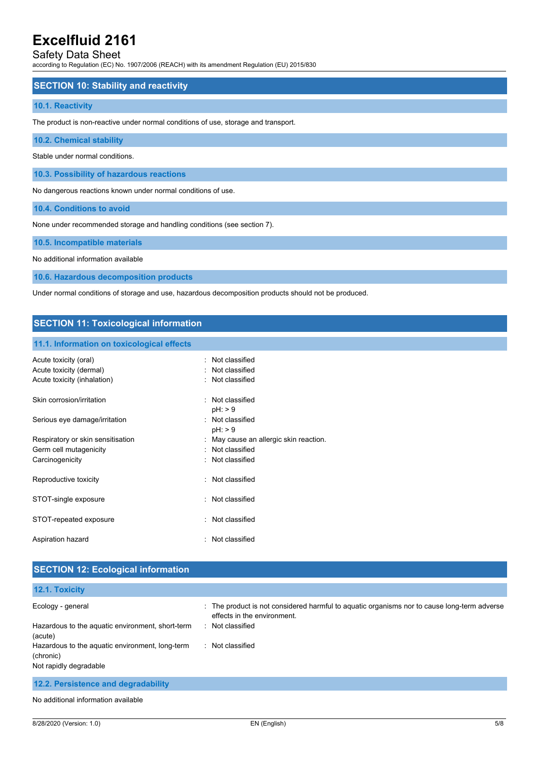## SECTION 10: Stability and reactivity

### 10.1. Reactivity

The product is non-reactive under normal conditions of use, storage and transport.

### 10.2. Chemical stability

Stable under normal conditions.

### 10.3. Possibility of hazardous reactions

No dangerous reactions known under normal conditions of use.

### 10.4. Conditions to avoid

None under recommended storage and handling conditions (see section 7).

### 10.5. Incompatible materials

No additional information available

### 10.6. Hazardous decomposition products

Under normal conditions of storage and use, hazardous decomposition products should not be produced.

## SECTION 11: Toxicological information

### 11.1. Information on toxicological effects

| | |
|---|---|
| Acute toxicity (oral) | : Not classified |
| Acute toxicity (dermal) | : Not classified |
| Acute toxicity (inhalation) | : Not classified |
| Skin corrosion/irritation | : Not classified<br>pH: > 9 |
| Serious eye damage/irritation | : Not classified<br>pH: > 9 |
| Respiratory or skin sensitisation | : May cause an allergic skin reaction. |
| Germ cell mutagenicity | : Not classified |
| Carcinogenicity | : Not classified |
| Reproductive toxicity | : Not classified |
| STOT-single exposure | : Not classified |
| STOT-repeated exposure | : Not classified |
| Aspiration hazard | : Not classified |

## SECTION 12: Ecological information

### 12.1. Toxicity

| | |
|---|---|
| Ecology - general | : The product is not considered harmful to aquatic organisms nor to cause long-term adverse effects in the environment. |
| Hazardous to the aquatic environment, short-term (acute) | : Not classified |
| Hazardous to the aquatic environment, long-term (chronic) | : Not classified |

Not rapidly degradable

### 12.2. Persistence and degradability

No additional information available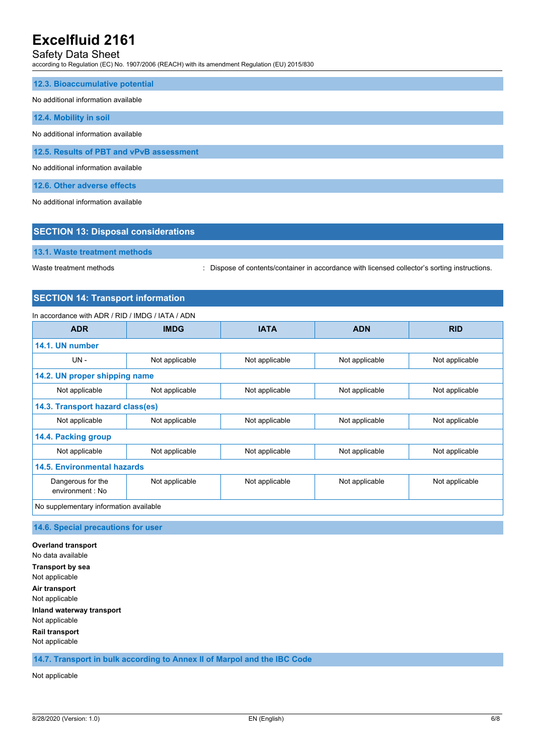### 12.3. Bioaccumulative potential

No additional information available

### 12.4. Mobility in soil

No additional information available

### 12.5. Results of PBT and vPvB assessment

No additional information available

### 12.6. Other adverse effects

No additional information available

## SECTION 13: Disposal considerations

### 13.1. Waste treatment methods

Waste treatment methods : Dispose of contents/container in accordance with licensed collector's sorting instructions.

## SECTION 14: Transport information

In accordance with ADR / RID / IMDG / IATA / ADN

| ADR | IMDG | IATA | ADN | RID |
|---|---|---|---|---|
| **14.1. UN number** | | | | |
| UN - | Not applicable | Not applicable | Not applicable | Not applicable |
| **14.2. UN proper shipping name** | | | | |
| Not applicable | Not applicable | Not applicable | Not applicable | Not applicable |
| **14.3. Transport hazard class(es)** | | | | |
| Not applicable | Not applicable | Not applicable | Not applicable | Not applicable |
| **14.4. Packing group** | | | | |
| Not applicable | Not applicable | Not applicable | Not applicable | Not applicable |
| **14.5. Environmental hazards** | | | | |
| Dangerous for the environment : No | Not applicable | Not applicable | Not applicable | Not applicable |
| No supplementary information available | | | | |

### 14.6. Special precautions for user

**Overland transport**
No data available

**Transport by sea**
Not applicable

**Air transport**
Not applicable

**Inland waterway transport**
Not applicable

**Rail transport**
Not applicable

### 14.7. Transport in bulk according to Annex II of Marpol and the IBC Code

Not applicable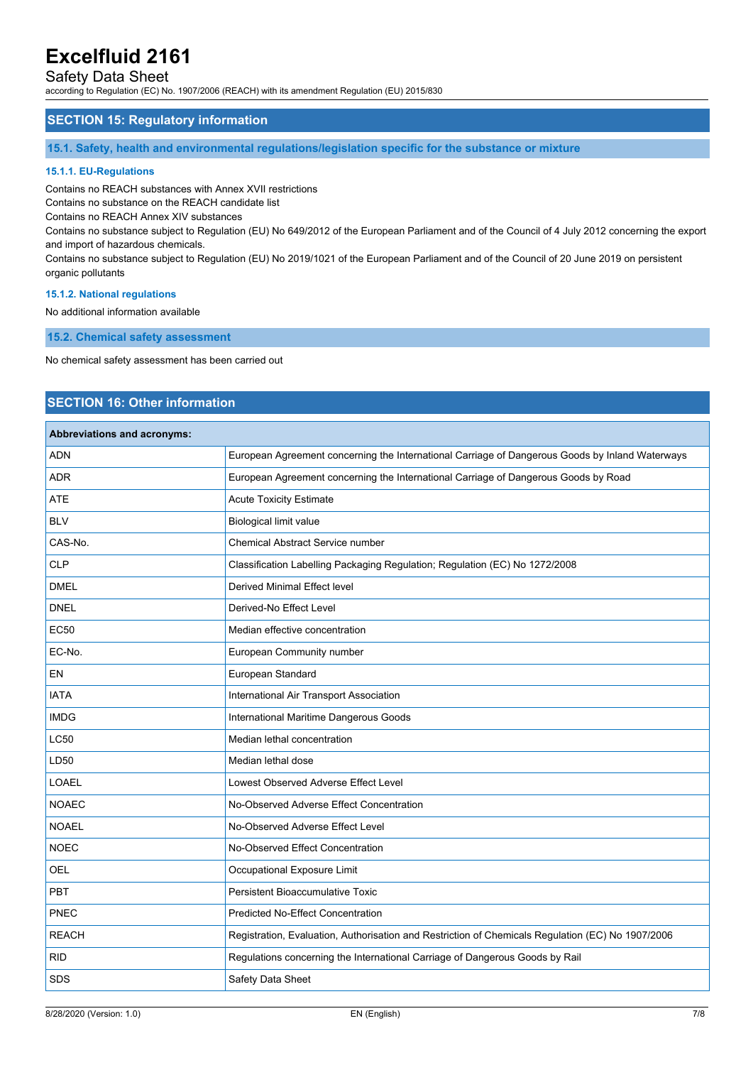## SECTION 15: Regulatory information

### 15.1. Safety, health and environmental regulations/legislation specific for the substance or mixture

#### 15.1.1. EU-Regulations

Contains no REACH substances with Annex XVII restrictions
Contains no substance on the REACH candidate list
Contains no REACH Annex XIV substances
Contains no substance subject to Regulation (EU) No 649/2012 of the European Parliament and of the Council of 4 July 2012 concerning the export and import of hazardous chemicals.
Contains no substance subject to Regulation (EU) No 2019/1021 of the European Parliament and of the Council of 20 June 2019 on persistent organic pollutants

#### 15.1.2. National regulations

No additional information available

### 15.2. Chemical safety assessment

No chemical safety assessment has been carried out

## SECTION 16: Other information

| Abbreviations and acronyms: | |
|---|---|
| ADN | European Agreement concerning the International Carriage of Dangerous Goods by Inland Waterways |
| ADR | European Agreement concerning the International Carriage of Dangerous Goods by Road |
| ATE | Acute Toxicity Estimate |
| BLV | Biological limit value |
| CAS-No. | Chemical Abstract Service number |
| CLP | Classification Labelling Packaging Regulation; Regulation (EC) No 1272/2008 |
| DMEL | Derived Minimal Effect level |
| DNEL | Derived-No Effect Level |
| EC50 | Median effective concentration |
| EC-No. | European Community number |
| EN | European Standard |
| IATA | International Air Transport Association |
| IMDG | International Maritime Dangerous Goods |
| LC50 | Median lethal concentration |
| LD50 | Median lethal dose |
| LOAEL | Lowest Observed Adverse Effect Level |
| NOAEC | No-Observed Adverse Effect Concentration |
| NOAEL | No-Observed Adverse Effect Level |
| NOEC | No-Observed Effect Concentration |
| OEL | Occupational Exposure Limit |
| PBT | Persistent Bioaccumulative Toxic |
| PNEC | Predicted No-Effect Concentration |
| REACH | Registration, Evaluation, Authorisation and Restriction of Chemicals Regulation (EC) No 1907/2006 |
| RID | Regulations concerning the International Carriage of Dangerous Goods by Rail |
| SDS | Safety Data Sheet |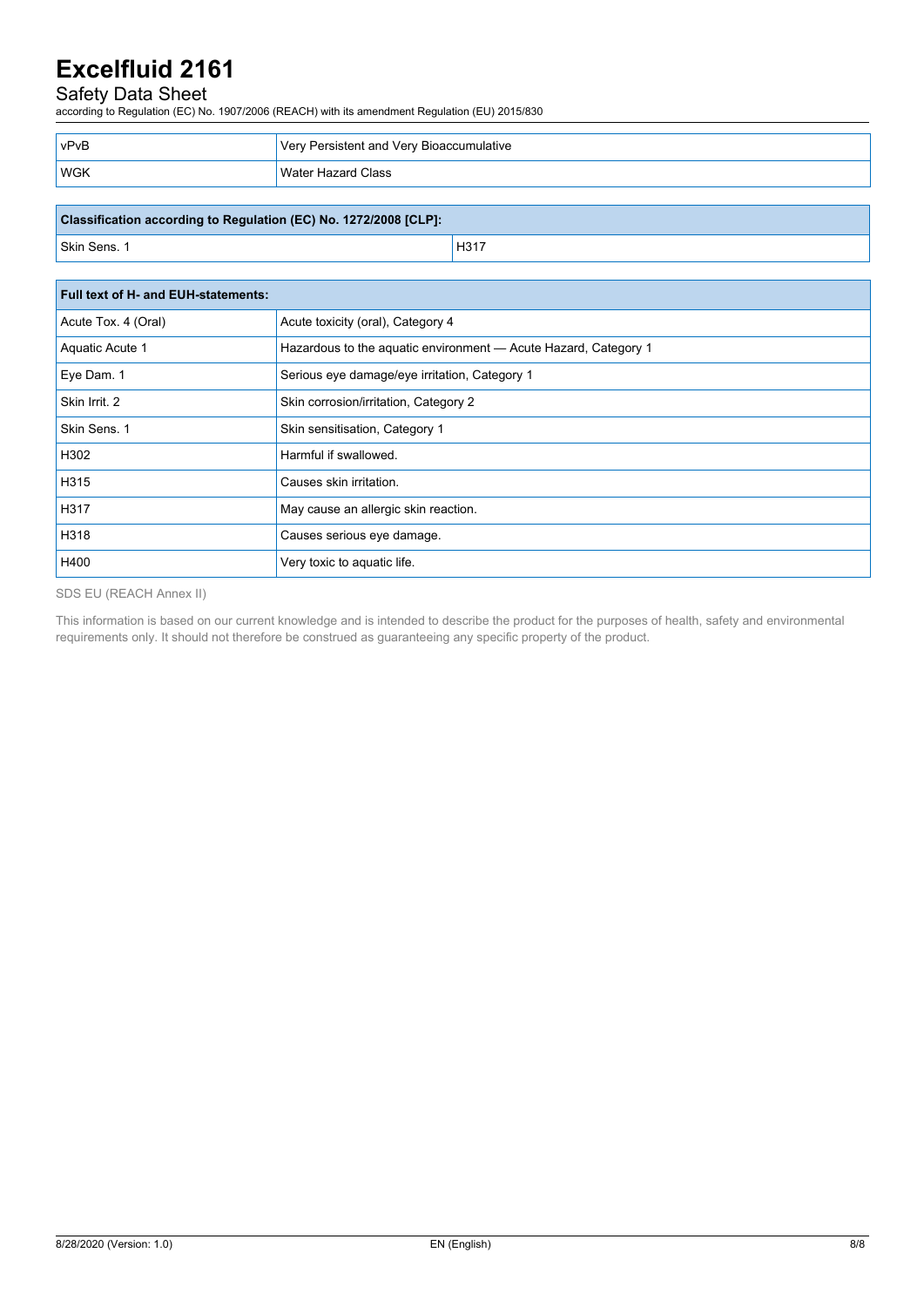| | |
|---|---|
| vPvB | Very Persistent and Very Bioaccumulative |
| WGK | Water Hazard Class |

| Classification according to Regulation (EC) No. 1272/2008 [CLP]: | |
|---|---|
| Skin Sens. 1 | H317 |

| Full text of H- and EUH-statements: | |
|---|---|
| Acute Tox. 4 (Oral) | Acute toxicity (oral), Category 4 |
| Aquatic Acute 1 | Hazardous to the aquatic environment — Acute Hazard, Category 1 |
| Eye Dam. 1 | Serious eye damage/eye irritation, Category 1 |
| Skin Irrit. 2 | Skin corrosion/irritation, Category 2 |
| Skin Sens. 1 | Skin sensitisation, Category 1 |
| H302 | Harmful if swallowed. |
| H315 | Causes skin irritation. |
| H317 | May cause an allergic skin reaction. |
| H318 | Causes serious eye damage. |
| H400 | Very toxic to aquatic life. |

SDS EU (REACH Annex II)

This information is based on our current knowledge and is intended to describe the product for the purposes of health, safety and environmental requirements only. It should not therefore be construed as guaranteeing any specific property of the product.